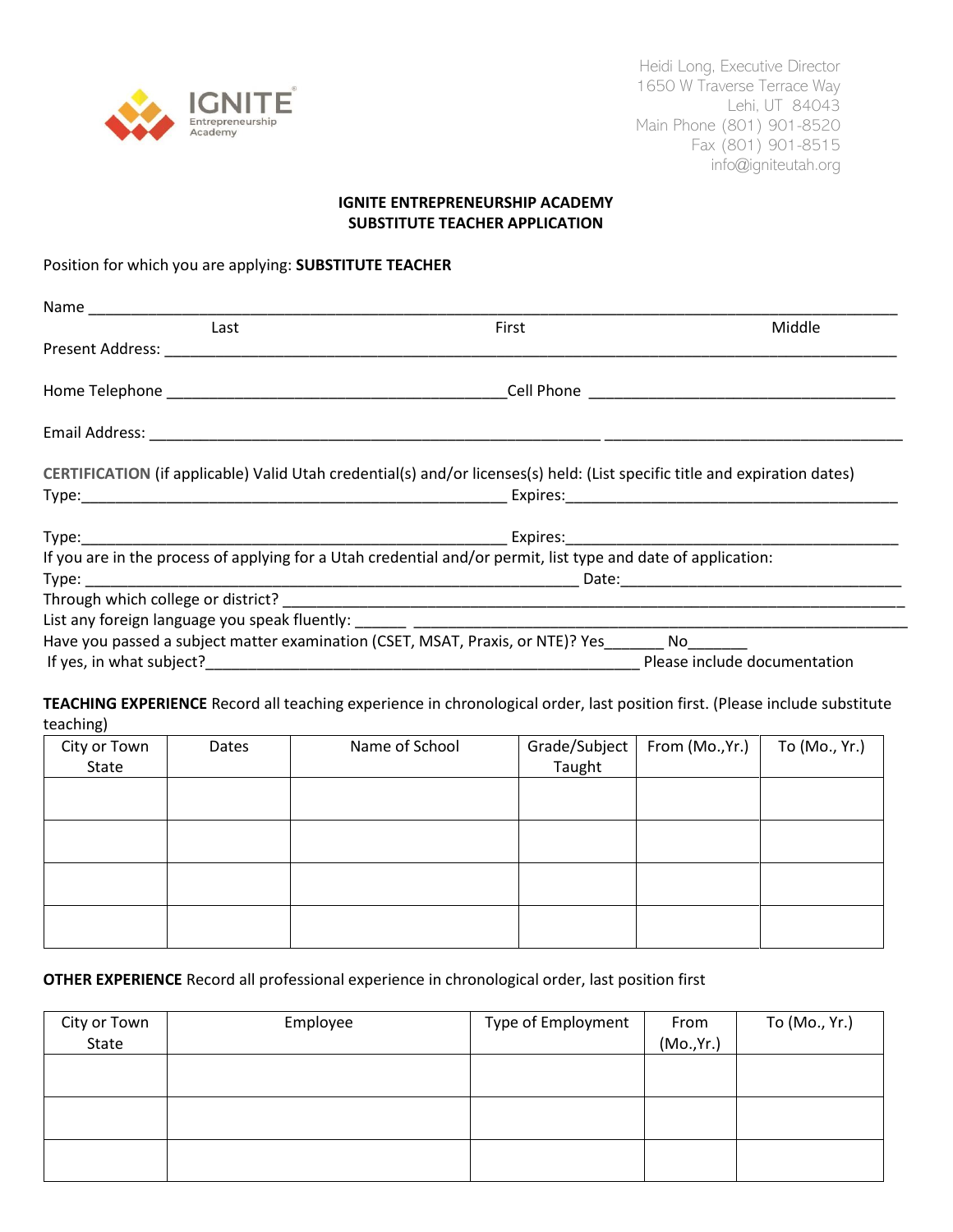Heidi Long, Executive Director
1650 W Traverse Terrace Way
Lehi, UT 84043
Main Phone (801) 901-8520
Fax (801) 901-8515
info@igniteutah.org

# IGNITE ENTREPRENEURSHIP ACADEMY
## SUBSTITUTE TEACHER APPLICATION

Position for which you are applying: **SUBSTITUTE TEACHER**

Name ______________________________________________________________________________
Last First Middle

Present Address: ____________________________________________________________________

Home Telephone _____________________________________Cell Phone _________________________________

Email Address: _________________________________________________ _________________________________

**CERTIFICATION** (if applicable) Valid Utah credential(s) and/or licenses(s) held: (List specific title and expiration dates)

Type:______________________________________________ Expires:_____________________________________

Type:______________________________________________ Expires:_____________________________________

If you are in the process of applying for a Utah credential and/or permit, list type and date of application:

Type: _____________________________________________________ Date:________________________________

Through which college or district? ____________________________________________________________

List any foreign language you speak fluently: ______ _______________________________________________

Have you passed a subject matter examination (CSET, MSAT, Praxis, or NTE)? Yes_______ No_______

If yes, in what subject?_______________________________________________ Please include documentation

**TEACHING EXPERIENCE** Record all teaching experience in chronological order, last position first. (Please include substitute teaching)

| City or Town State | Dates | Name of School | Grade/Subject Taught | From (Mo.,Yr.) | To (Mo., Yr.) |
|---|---|---|---|---|---|
| | | | | | |
| | | | | | |
| | | | | | |
| | | | | | |

**OTHER EXPERIENCE** Record all professional experience in chronological order, last position first

| City or Town State | Employee | Type of Employment | From (Mo.,Yr.) | To (Mo., Yr.) |
|---|---|---|---|---|
| | | | | |
| | | | | |
| | | | | |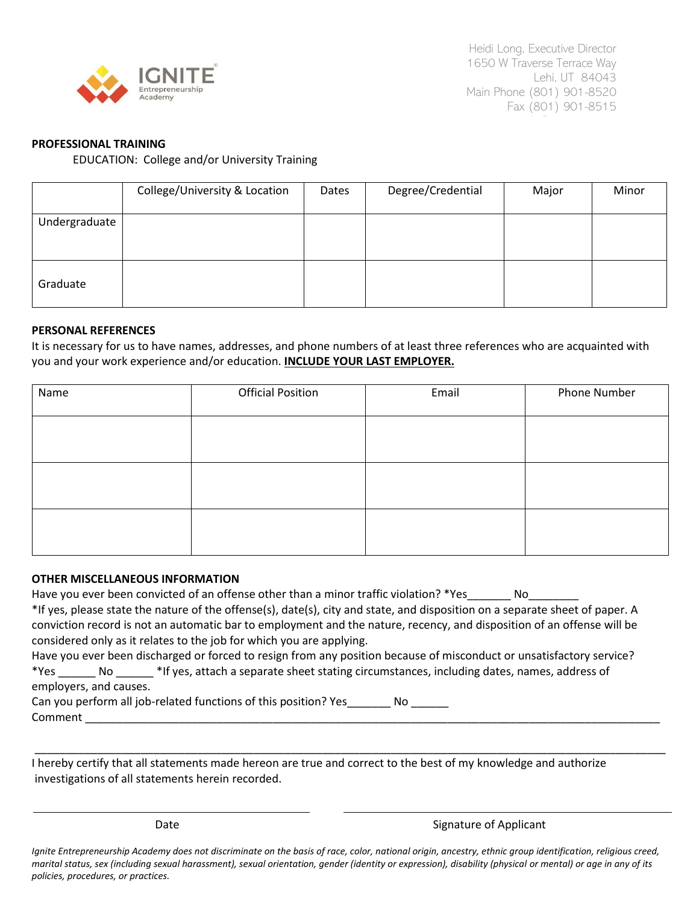Heidi Long, Executive Director
1650 W Traverse Terrace Way
Lehi, UT 84043
Main Phone (801) 901-8520
Fax (801) 901-8515

**PROFESSIONAL TRAINING**

EDUCATION: College and/or University Training

| | College/University & Location | Dates | Degree/Credential | Major | Minor |
|---|---|---|---|---|---|
| Undergraduate | | | | | |
| Graduate | | | | | |

**PERSONAL REFERENCES**

It is necessary for us to have names, addresses, and phone numbers of at least three references who are acquainted with you and your work experience and/or education. **INCLUDE YOUR LAST EMPLOYER.**

| Name | Official Position | Email | Phone Number |
|---|---|---|---|
| | | | |
| | | | |
| | | | |

**OTHER MISCELLANEOUS INFORMATION**

Have you ever been convicted of an offense other than a minor traffic violation? *Yes_______ No________

*If yes, please state the nature of the offense(s), date(s), city and state, and disposition on a separate sheet of paper. A conviction record is not an automatic bar to employment and the nature, recency, and disposition of an offense will be considered only as it relates to the job for which you are applying.

Have you ever been discharged or forced to resign from any position because of misconduct or unsatisfactory service? *Yes ______ No ______ *If yes, attach a separate sheet stating circumstances, including dates, names, address of employers, and causes.

Can you perform all job-related functions of this position? Yes_______ No ______

Comment ____________________________________________________________________________________________

____________________________________________________________________________________________________

I hereby certify that all statements made hereon are true and correct to the best of my knowledge and authorize investigations of all statements herein recorded.

______________________________ Date

______________________________ Signature of Applicant

*Ignite Entrepreneurship Academy does not discriminate on the basis of race, color, national origin, ancestry, ethnic group identification, religious creed, marital status, sex (including sexual harassment), sexual orientation, gender (identity or expression), disability (physical or mental) or age in any of its policies, procedures, or practices.*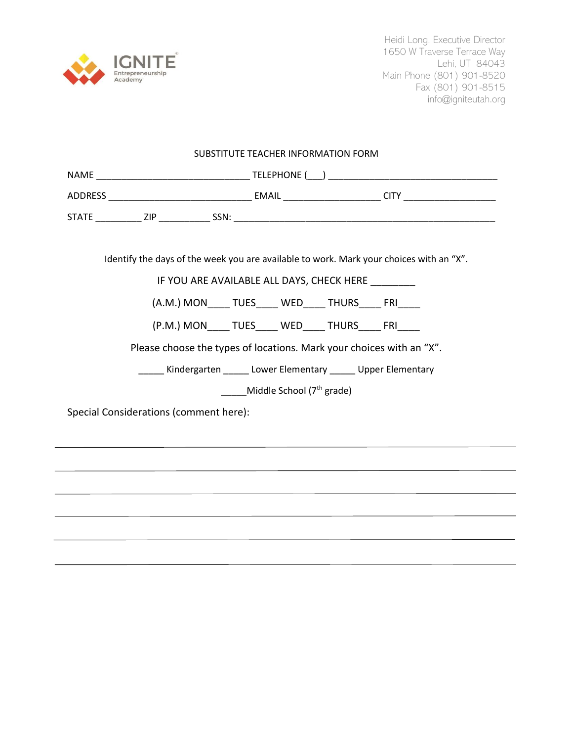IGNITE Entrepreneurship Academy

Heidi Long, Executive Director
1650 W Traverse Terrace Way
Lehi, UT 84043
Main Phone (801) 901-8520
Fax (801) 901-8515
info@igniteutah.org

SUBSTITUTE TEACHER INFORMATION FORM

NAME ______________________________ TELEPHONE (___) _________________________________

ADDRESS ____________________________ EMAIL ___________________ CITY __________________

STATE _________ ZIP __________ SSN: ____________________________________________________

Identify the days of the week you are available to work. Mark your choices with an "X".

IF YOU ARE AVAILABLE ALL DAYS, CHECK HERE ________

(A.M.) MON____ TUES____ WED____ THURS____ FRI____

(P.M.) MON____ TUES____ WED____ THURS____ FRI____

Please choose the types of locations. Mark your choices with an "X".

_____ Kindergarten _____ Lower Elementary _____ Upper Elementary

_____Middle School (7th grade)

Special Considerations (comment here):

______________________________________________________________________________

______________________________________________________________________________

______________________________________________________________________________

______________________________________________________________________________

______________________________________________________________________________

______________________________________________________________________________